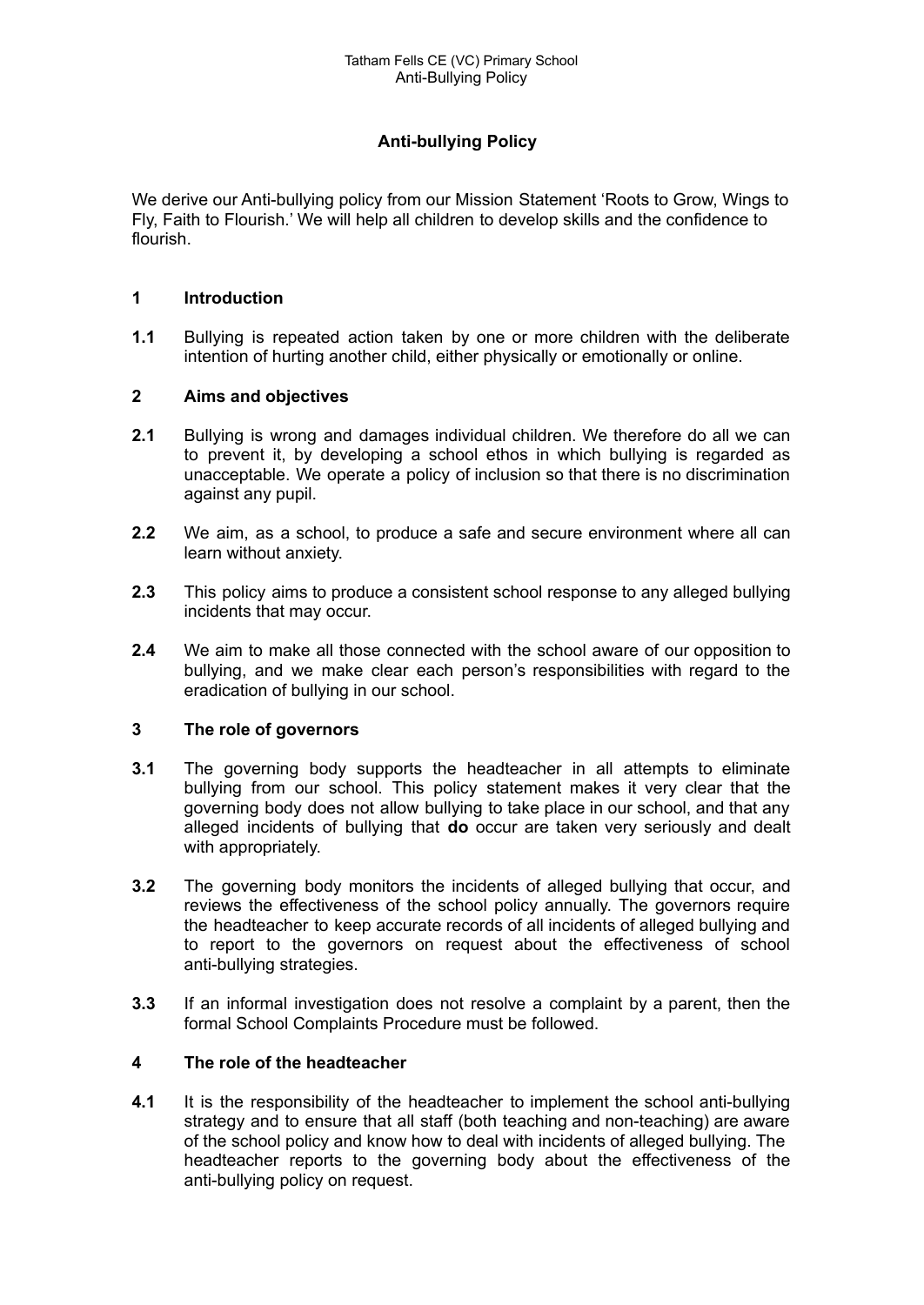# Anti-bullying Policy

We derive our Anti-bullying policy from our Mission Statement 'Roots to Grow, Wings to Fly, Faith to Flourish.' We will help all children to develop skills and the confidence to flourish.

## 1 Introduction

**1.1** Bullying is repeated action taken by one or more children with the deliberate intention of hurting another child, either physically or emotionally or online.

## 2 Aims and objectives

**2.1** Bullying is wrong and damages individual children. We therefore do all we can to prevent it, by developing a school ethos in which bullying is regarded as unacceptable. We operate a policy of inclusion so that there is no discrimination against any pupil.

**2.2** We aim, as a school, to produce a safe and secure environment where all can learn without anxiety.

**2.3** This policy aims to produce a consistent school response to any alleged bullying incidents that may occur.

**2.4** We aim to make all those connected with the school aware of our opposition to bullying, and we make clear each person's responsibilities with regard to the eradication of bullying in our school.

## 3 The role of governors

**3.1** The governing body supports the headteacher in all attempts to eliminate bullying from our school. This policy statement makes it very clear that the governing body does not allow bullying to take place in our school, and that any alleged incidents of bullying that **do** occur are taken very seriously and dealt with appropriately.

**3.2** The governing body monitors the incidents of alleged bullying that occur, and reviews the effectiveness of the school policy annually. The governors require the headteacher to keep accurate records of all incidents of alleged bullying and to report to the governors on request about the effectiveness of school anti-bullying strategies.

**3.3** If an informal investigation does not resolve a complaint by a parent, then the formal School Complaints Procedure must be followed.

## 4 The role of the headteacher

**4.1** It is the responsibility of the headteacher to implement the school anti-bullying strategy and to ensure that all staff (both teaching and non-teaching) are aware of the school policy and know how to deal with incidents of alleged bullying. The headteacher reports to the governing body about the effectiveness of the anti-bullying policy on request.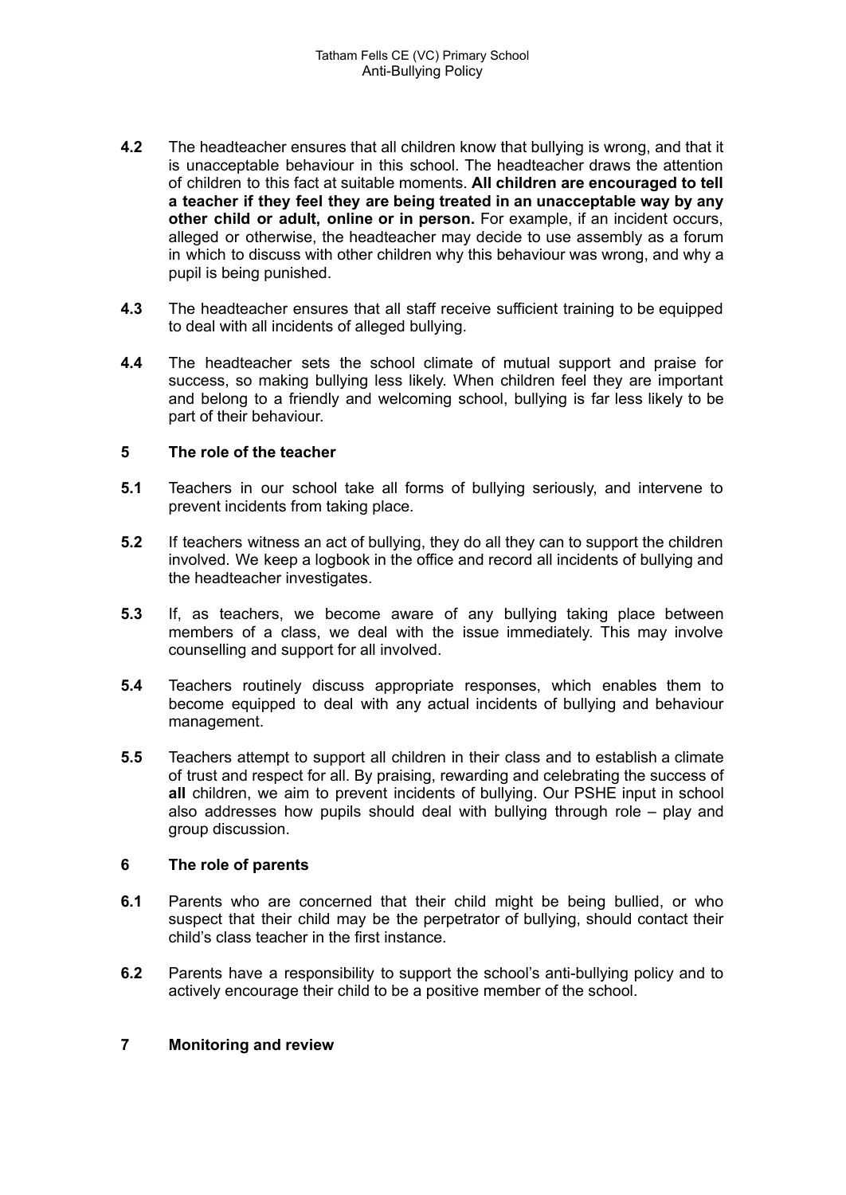**4.2** The headteacher ensures that all children know that bullying is wrong, and that it is unacceptable behaviour in this school. The headteacher draws the attention of children to this fact at suitable moments. **All children are encouraged to tell a teacher if they feel they are being treated in an unacceptable way by any other child or adult, online or in person.** For example, if an incident occurs, alleged or otherwise, the headteacher may decide to use assembly as a forum in which to discuss with other children why this behaviour was wrong, and why a pupil is being punished.

**4.3** The headteacher ensures that all staff receive sufficient training to be equipped to deal with all incidents of alleged bullying.

**4.4** The headteacher sets the school climate of mutual support and praise for success, so making bullying less likely. When children feel they are important and belong to a friendly and welcoming school, bullying is far less likely to be part of their behaviour.

## 5 The role of the teacher

**5.1** Teachers in our school take all forms of bullying seriously, and intervene to prevent incidents from taking place.

**5.2** If teachers witness an act of bullying, they do all they can to support the children involved. We keep a logbook in the office and record all incidents of bullying and the headteacher investigates.

**5.3** If, as teachers, we become aware of any bullying taking place between members of a class, we deal with the issue immediately. This may involve counselling and support for all involved.

**5.4** Teachers routinely discuss appropriate responses, which enables them to become equipped to deal with any actual incidents of bullying and behaviour management.

**5.5** Teachers attempt to support all children in their class and to establish a climate of trust and respect for all. By praising, rewarding and celebrating the success of **all** children, we aim to prevent incidents of bullying. Our PSHE input in school also addresses how pupils should deal with bullying through role – play and group discussion.

## 6 The role of parents

**6.1** Parents who are concerned that their child might be being bullied, or who suspect that their child may be the perpetrator of bullying, should contact their child's class teacher in the first instance.

**6.2** Parents have a responsibility to support the school's anti-bullying policy and to actively encourage their child to be a positive member of the school.

## 7 Monitoring and review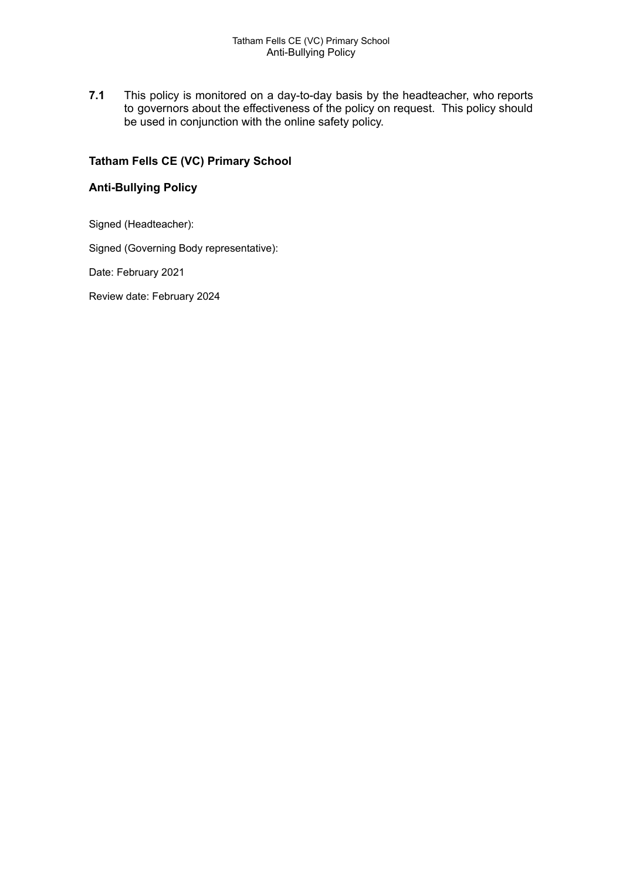**7.1** This policy is monitored on a day-to-day basis by the headteacher, who reports to governors about the effectiveness of the policy on request. This policy should be used in conjunction with the online safety policy.

**Tatham Fells CE (VC) Primary School**

**Anti-Bullying Policy**

Signed (Headteacher):

Signed (Governing Body representative):

Date: February 2021

Review date: February 2024